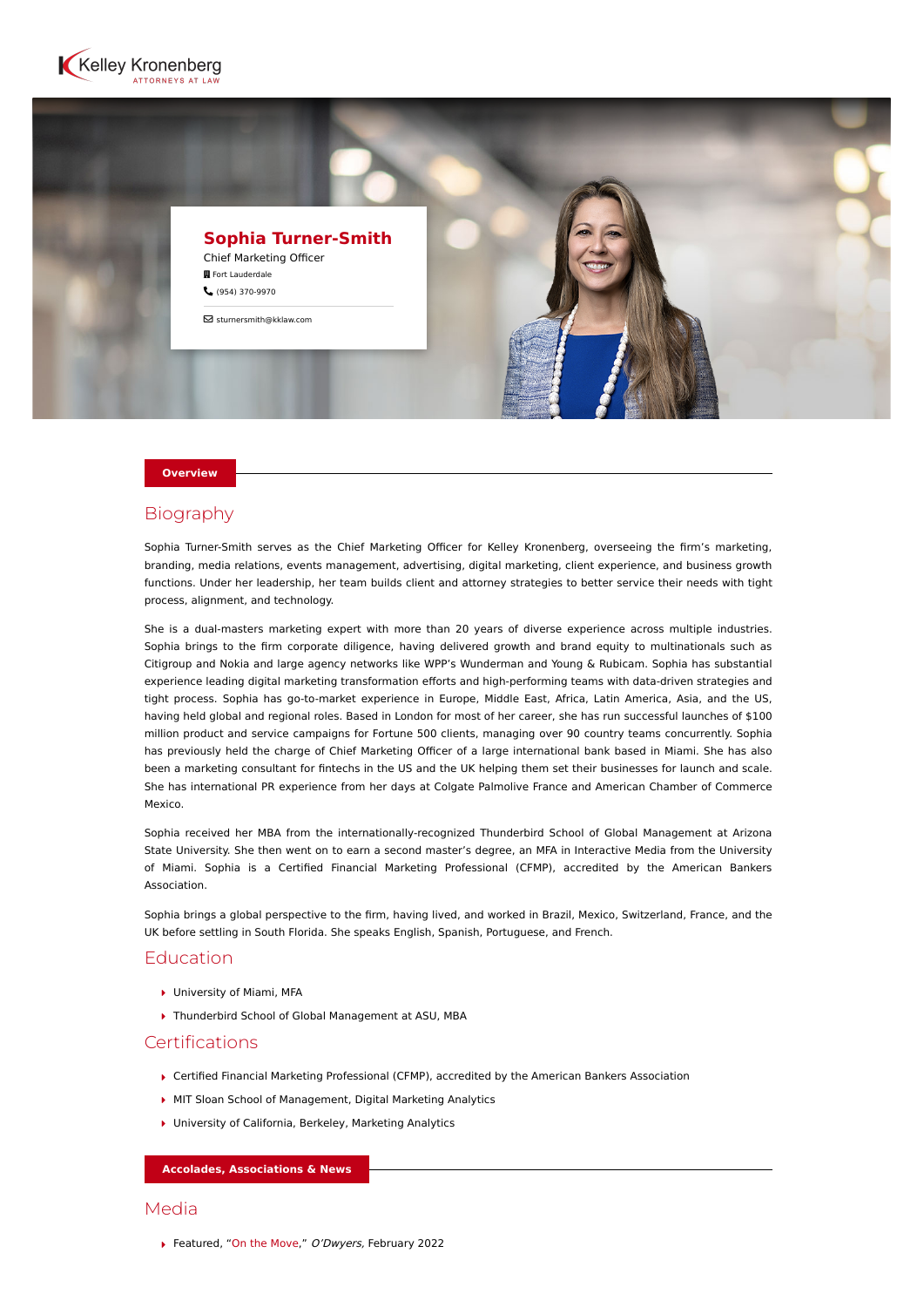Kelley Kronenberg
ATTORNEYS AT LAW

# Sophia Turner-Smith

Chief Marketing Officer

Fort Lauderdale

(954) 370-9970

sturnersmith@kklaw.com

## Overview

### Biography

Sophia Turner-Smith serves as the Chief Marketing Officer for Kelley Kronenberg, overseeing the firm's marketing, branding, media relations, events management, advertising, digital marketing, client experience, and business growth functions. Under her leadership, her team builds client and attorney strategies to better service their needs with tight process, alignment, and technology.

She is a dual-masters marketing expert with more than 20 years of diverse experience across multiple industries. Sophia brings to the firm corporate diligence, having delivered growth and brand equity to multinationals such as Citigroup and Nokia and large agency networks like WPP's Wunderman and Young & Rubicam. Sophia has substantial experience leading digital marketing transformation efforts and high-performing teams with data-driven strategies and tight process. Sophia has go-to-market experience in Europe, Middle East, Africa, Latin America, Asia, and the US, having held global and regional roles. Based in London for most of her career, she has run successful launches of $100 million product and service campaigns for Fortune 500 clients, managing over 90 country teams concurrently. Sophia has previously held the charge of Chief Marketing Officer of a large international bank based in Miami. She has also been a marketing consultant for fintechs in the US and the UK helping them set their businesses for launch and scale. She has international PR experience from her days at Colgate Palmolive France and American Chamber of Commerce Mexico.

Sophia received her MBA from the internationally-recognized Thunderbird School of Global Management at Arizona State University. She then went on to earn a second master's degree, an MFA in Interactive Media from the University of Miami. Sophia is a Certified Financial Marketing Professional (CFMP), accredited by the American Bankers Association.

Sophia brings a global perspective to the firm, having lived, and worked in Brazil, Mexico, Switzerland, France, and the UK before settling in South Florida. She speaks English, Spanish, Portuguese, and French.

### Education

- University of Miami, MFA
- Thunderbird School of Global Management at ASU, MBA

### Certifications

- Certified Financial Marketing Professional (CFMP), accredited by the American Bankers Association
- MIT Sloan School of Management, Digital Marketing Analytics
- University of California, Berkeley, Marketing Analytics

## Accolades, Associations & News

### Media

- Featured, "On the Move," *O'Dwyers*, February 2022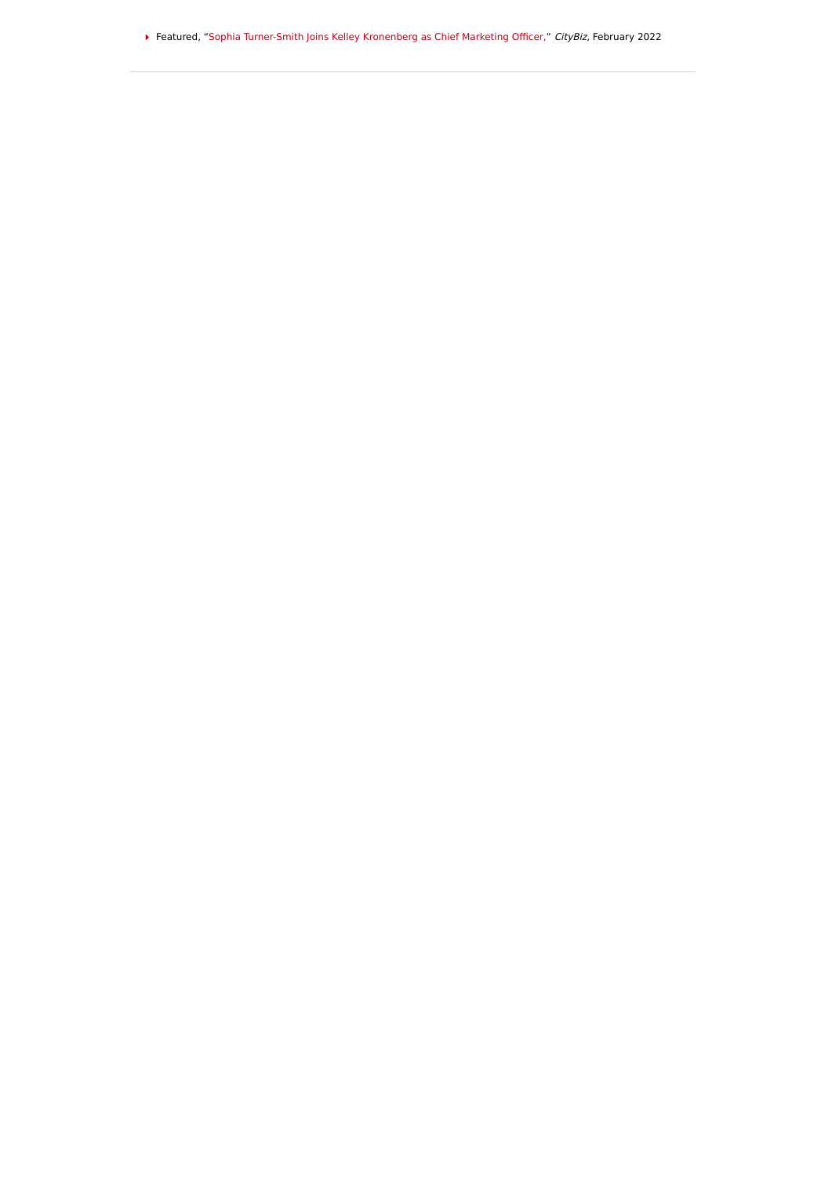- Featured, "Sophia Turner-Smith Joins Kelley Kronenberg as Chief Marketing Officer," *CityBiz*, February 2022

---